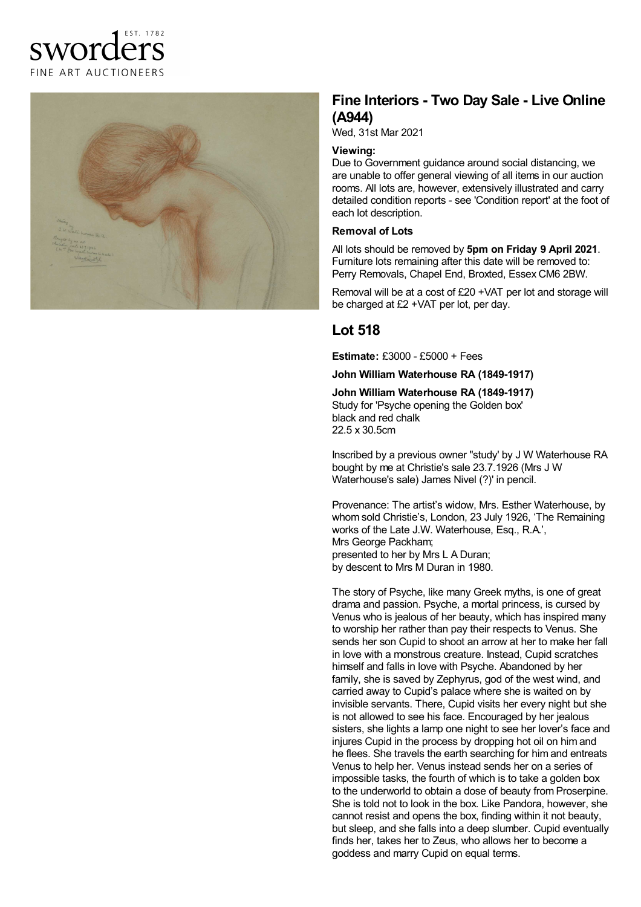sworders EST. 1782 FINE ART AUCTIONEERS

## Fine Interiors - Two Day Sale - Live Online (A944)

Wed, 31st Mar 2021

**Viewing:**

Due to Government guidance around social distancing, we are unable to offer general viewing of all items in our auction rooms. All lots are, however, extensively illustrated and carry detailed condition reports - see 'Condition report' at the foot of each lot description.

**Removal of Lots**

All lots should be removed by **5pm on Friday 9 April 2021**. Furniture lots remaining after this date will be removed to: Perry Removals, Chapel End, Broxted, Essex CM6 2BW.

Removal will be at a cost of £20 +VAT per lot and storage will be charged at £2 +VAT per lot, per day.

## Lot 518

**Estimate:** £3000 - £5000 + Fees

**John William Waterhouse RA (1849-1917)**

**John William Waterhouse RA (1849-1917)**
Study for 'Psyche opening the Golden box'
black and red chalk
22.5 x 30.5cm

Inscribed by a previous owner "study' by J W Waterhouse RA bought by me at Christie's sale 23.7.1926 (Mrs J W Waterhouse's sale) James Nivel (?)' in pencil.

Provenance: The artist's widow, Mrs. Esther Waterhouse, by whom sold Christie's, London, 23 July 1926, 'The Remaining works of the Late J.W. Waterhouse, Esq., R.A.',
Mrs George Packham;
presented to her by Mrs L A Duran;
by descent to Mrs M Duran in 1980.

The story of Psyche, like many Greek myths, is one of great drama and passion. Psyche, a mortal princess, is cursed by Venus who is jealous of her beauty, which has inspired many to worship her rather than pay their respects to Venus. She sends her son Cupid to shoot an arrow at her to make her fall in love with a monstrous creature. Instead, Cupid scratches himself and falls in love with Psyche. Abandoned by her family, she is saved by Zephyrus, god of the west wind, and carried away to Cupid's palace where she is waited on by invisible servants. There, Cupid visits her every night but she is not allowed to see his face. Encouraged by her jealous sisters, she lights a lamp one night to see her lover's face and injures Cupid in the process by dropping hot oil on him and he flees. She travels the earth searching for him and entreats Venus to help her. Venus instead sends her on a series of impossible tasks, the fourth of which is to take a golden box to the underworld to obtain a dose of beauty from Proserpine. She is told not to look in the box. Like Pandora, however, she cannot resist and opens the box, finding within it not beauty, but sleep, and she falls into a deep slumber. Cupid eventually finds her, takes her to Zeus, who allows her to become a goddess and marry Cupid on equal terms.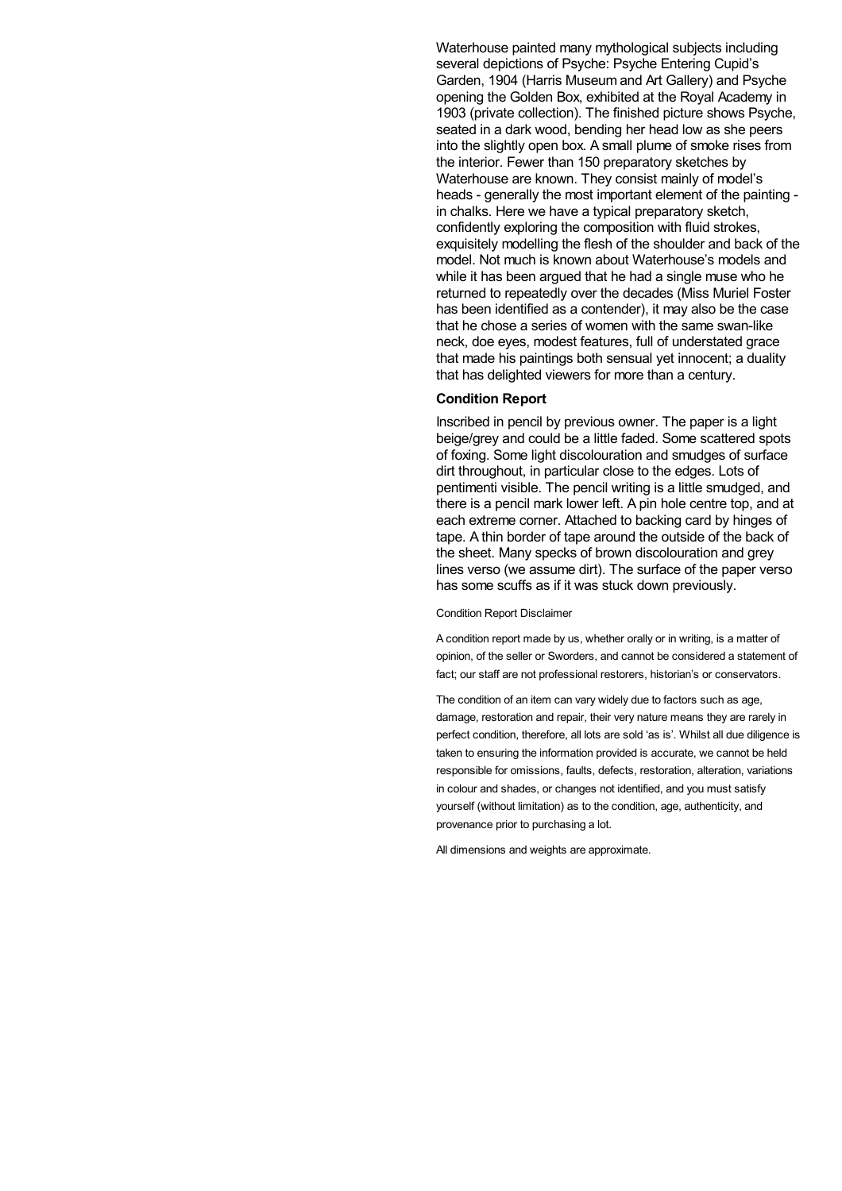Waterhouse painted many mythological subjects including several depictions of Psyche: Psyche Entering Cupid's Garden, 1904 (Harris Museum and Art Gallery) and Psyche opening the Golden Box, exhibited at the Royal Academy in 1903 (private collection). The finished picture shows Psyche, seated in a dark wood, bending her head low as she peers into the slightly open box. A small plume of smoke rises from the interior. Fewer than 150 preparatory sketches by Waterhouse are known. They consist mainly of model's heads - generally the most important element of the painting - in chalks. Here we have a typical preparatory sketch, confidently exploring the composition with fluid strokes, exquisitely modelling the flesh of the shoulder and back of the model. Not much is known about Waterhouse's models and while it has been argued that he had a single muse who he returned to repeatedly over the decades (Miss Muriel Foster has been identified as a contender), it may also be the case that he chose a series of women with the same swan-like neck, doe eyes, modest features, full of understated grace that made his paintings both sensual yet innocent; a duality that has delighted viewers for more than a century.

**Condition Report**

Inscribed in pencil by previous owner. The paper is a light beige/grey and could be a little faded. Some scattered spots of foxing. Some light discolouration and smudges of surface dirt throughout, in particular close to the edges. Lots of pentimenti visible. The pencil writing is a little smudged, and there is a pencil mark lower left. A pin hole centre top, and at each extreme corner. Attached to backing card by hinges of tape. A thin border of tape around the outside of the back of the sheet. Many specks of brown discolouration and grey lines verso (we assume dirt). The surface of the paper verso has some scuffs as if it was stuck down previously.

Condition Report Disclaimer

A condition report made by us, whether orally or in writing, is a matter of opinion, of the seller or Sworders, and cannot be considered a statement of fact; our staff are not professional restorers, historian's or conservators.

The condition of an item can vary widely due to factors such as age, damage, restoration and repair, their very nature means they are rarely in perfect condition, therefore, all lots are sold 'as is'. Whilst all due diligence is taken to ensuring the information provided is accurate, we cannot be held responsible for omissions, faults, defects, restoration, alteration, variations in colour and shades, or changes not identified, and you must satisfy yourself (without limitation) as to the condition, age, authenticity, and provenance prior to purchasing a lot.

All dimensions and weights are approximate.